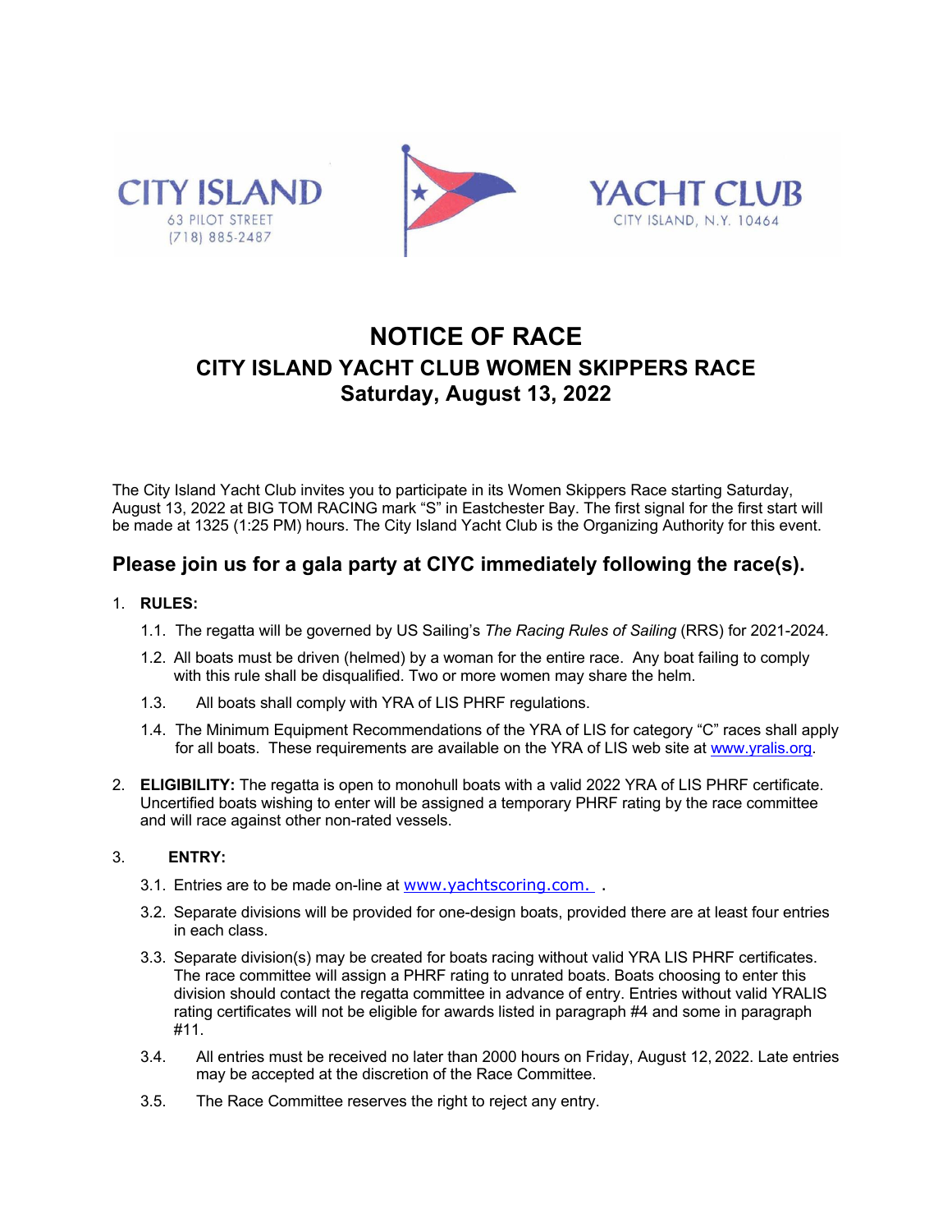CITY ISLAND
63 PILOT STREET
(718) 885-2487

YACHT CLUB
CITY ISLAND, N.Y. 10464

# NOTICE OF RACE
## CITY ISLAND YACHT CLUB WOMEN SKIPPERS RACE
## Saturday, August 13, 2022

The City Island Yacht Club invites you to participate in its Women Skippers Race starting Saturday, August 13, 2022 at BIG TOM RACING mark "S" in Eastchester Bay. The first signal for the first start will be made at 1325 (1:25 PM) hours. The City Island Yacht Club is the Organizing Authority for this event.

### Please join us for a gala party at CIYC immediately following the race(s).

1. **RULES:**
   - 1.1. The regatta will be governed by US Sailing's *The Racing Rules of Sailing* (RRS) for 2021-2024.
   - 1.2. All boats must be driven (helmed) by a woman for the entire race. Any boat failing to comply with this rule shall be disqualified. Two or more women may share the helm.
   - 1.3. All boats shall comply with YRA of LIS PHRF regulations.
   - 1.4. The Minimum Equipment Recommendations of the YRA of LIS for category "C" races shall apply for all boats. These requirements are available on the YRA of LIS web site at www.yralis.org.

2. **ELIGIBILITY:** The regatta is open to monohull boats with a valid 2022 YRA of LIS PHRF certificate. Uncertified boats wishing to enter will be assigned a temporary PHRF rating by the race committee and will race against other non-rated vessels.

3. **ENTRY:**
   - 3.1. Entries are to be made on-line at www.yachtscoring.com. .
   - 3.2. Separate divisions will be provided for one-design boats, provided there are at least four entries in each class.
   - 3.3. Separate division(s) may be created for boats racing without valid YRA LIS PHRF certificates. The race committee will assign a PHRF rating to unrated boats. Boats choosing to enter this division should contact the regatta committee in advance of entry. Entries without valid YRALIS rating certificates will not be eligible for awards listed in paragraph #4 and some in paragraph #11.
   - 3.4. All entries must be received no later than 2000 hours on Friday, August 12, 2022. Late entries may be accepted at the discretion of the Race Committee.
   - 3.5. The Race Committee reserves the right to reject any entry.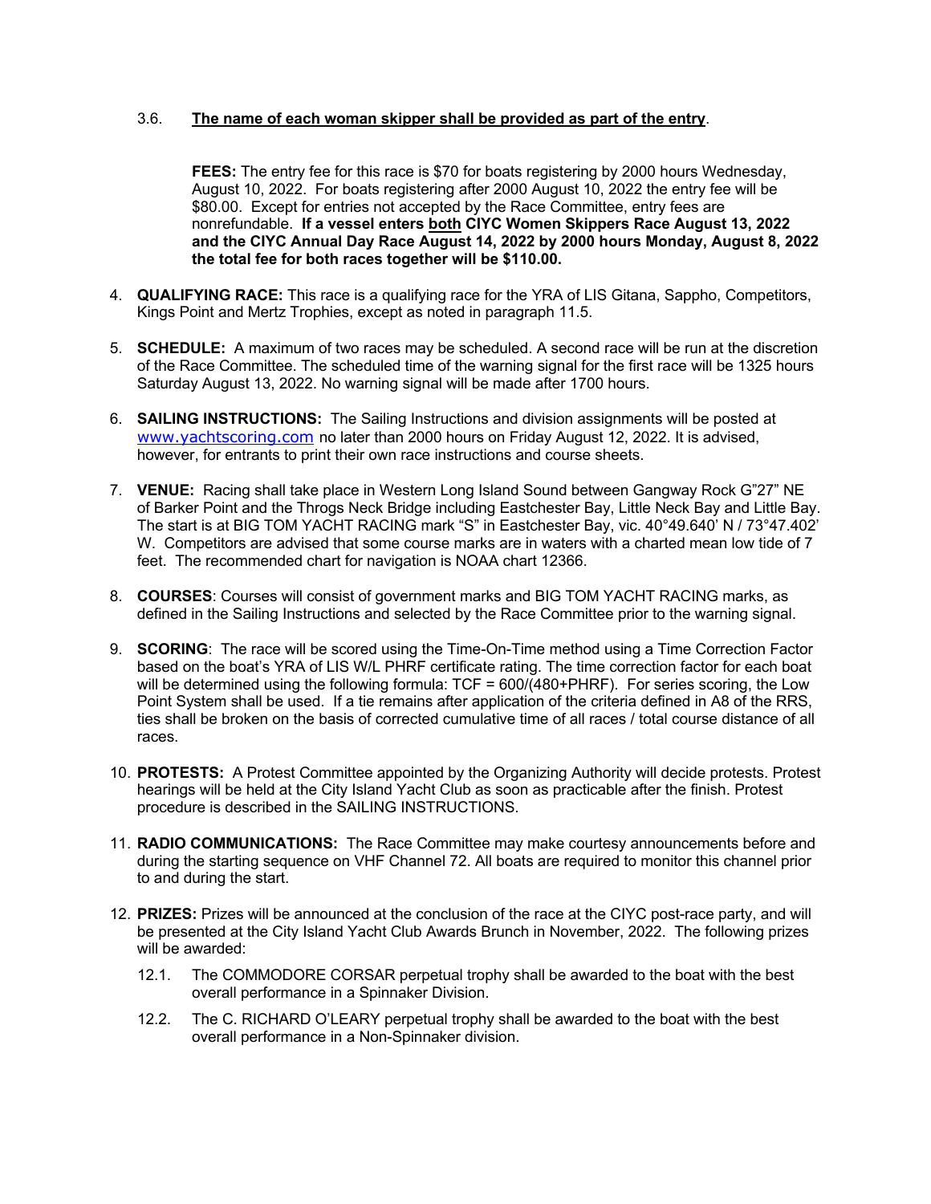3.6. **The name of each woman skipper shall be provided as part of the entry**.

**FEES:** The entry fee for this race is $70 for boats registering by 2000 hours Wednesday, August 10, 2022. For boats registering after 2000 August 10, 2022 the entry fee will be $80.00. Except for entries not accepted by the Race Committee, entry fees are nonrefundable. **If a vessel enters both CIYC Women Skippers Race August 13, 2022 and the CIYC Annual Day Race August 14, 2022 by 2000 hours Monday, August 8, 2022 the total fee for both races together will be $110.00.**

4. **QUALIFYING RACE:** This race is a qualifying race for the YRA of LIS Gitana, Sappho, Competitors, Kings Point and Mertz Trophies, except as noted in paragraph 11.5.

5. **SCHEDULE:** A maximum of two races may be scheduled. A second race will be run at the discretion of the Race Committee. The scheduled time of the warning signal for the first race will be 1325 hours Saturday August 13, 2022. No warning signal will be made after 1700 hours.

6. **SAILING INSTRUCTIONS:** The Sailing Instructions and division assignments will be posted at www.yachtscoring.com no later than 2000 hours on Friday August 12, 2022. It is advised, however, for entrants to print their own race instructions and course sheets.

7. **VENUE:** Racing shall take place in Western Long Island Sound between Gangway Rock G"27" NE of Barker Point and the Throgs Neck Bridge including Eastchester Bay, Little Neck Bay and Little Bay. The start is at BIG TOM YACHT RACING mark "S" in Eastchester Bay, vic. 40°49.640' N / 73°47.402' W. Competitors are advised that some course marks are in waters with a charted mean low tide of 7 feet. The recommended chart for navigation is NOAA chart 12366.

8. **COURSES**: Courses will consist of government marks and BIG TOM YACHT RACING marks, as defined in the Sailing Instructions and selected by the Race Committee prior to the warning signal.

9. **SCORING**: The race will be scored using the Time-On-Time method using a Time Correction Factor based on the boat's YRA of LIS W/L PHRF certificate rating. The time correction factor for each boat will be determined using the following formula: TCF = 600/(480+PHRF). For series scoring, the Low Point System shall be used. If a tie remains after application of the criteria defined in A8 of the RRS, ties shall be broken on the basis of corrected cumulative time of all races / total course distance of all races.

10. **PROTESTS:** A Protest Committee appointed by the Organizing Authority will decide protests. Protest hearings will be held at the City Island Yacht Club as soon as practicable after the finish. Protest procedure is described in the SAILING INSTRUCTIONS.

11. **RADIO COMMUNICATIONS:** The Race Committee may make courtesy announcements before and during the starting sequence on VHF Channel 72. All boats are required to monitor this channel prior to and during the start.

12. **PRIZES:** Prizes will be announced at the conclusion of the race at the CIYC post-race party, and will be presented at the City Island Yacht Club Awards Brunch in November, 2022. The following prizes will be awarded:

    12.1. The COMMODORE CORSAR perpetual trophy shall be awarded to the boat with the best overall performance in a Spinnaker Division.

    12.2. The C. RICHARD O'LEARY perpetual trophy shall be awarded to the boat with the best overall performance in a Non-Spinnaker division.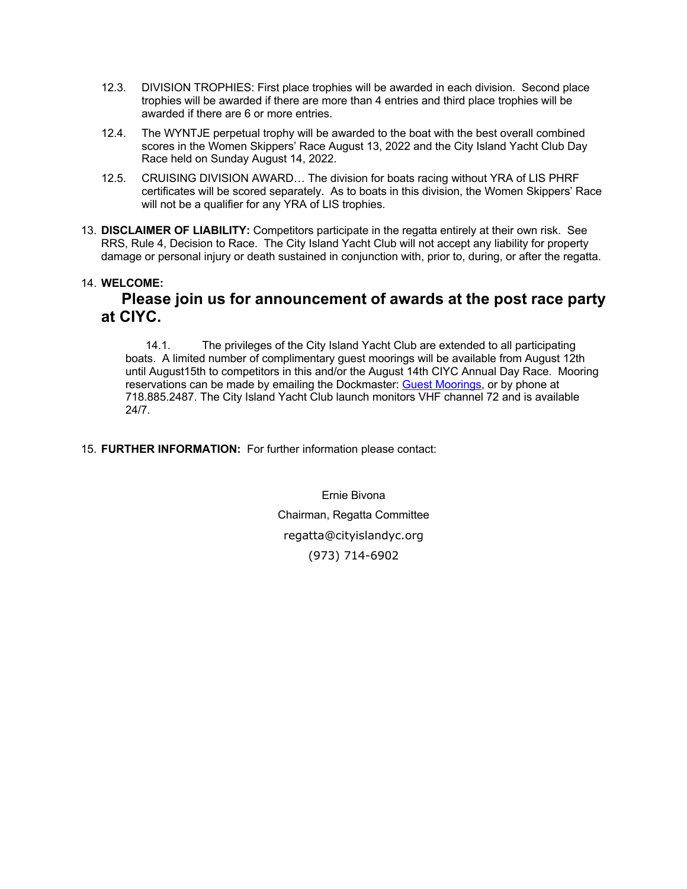12.3. DIVISION TROPHIES: First place trophies will be awarded in each division. Second place trophies will be awarded if there are more than 4 entries and third place trophies will be awarded if there are 6 or more entries.

12.4. The WYNTJE perpetual trophy will be awarded to the boat with the best overall combined scores in the Women Skippers' Race August 13, 2022 and the City Island Yacht Club Day Race held on Sunday August 14, 2022.

12.5. CRUISING DIVISION AWARD… The division for boats racing without YRA of LIS PHRF certificates will be scored separately. As to boats in this division, the Women Skippers' Race will not be a qualifier for any YRA of LIS trophies.

13. **DISCLAIMER OF LIABILITY:** Competitors participate in the regatta entirely at their own risk. See RRS, Rule 4, Decision to Race. The City Island Yacht Club will not accept any liability for property damage or personal injury or death sustained in conjunction with, prior to, during, or after the regatta.

14. **WELCOME:**

## Please join us for announcement of awards at the post race party at CIYC.

14.1. The privileges of the City Island Yacht Club are extended to all participating boats. A limited number of complimentary guest moorings will be available from August 12th until August15th to competitors in this and/or the August 14th CIYC Annual Day Race. Mooring reservations can be made by emailing the Dockmaster: Guest Moorings, or by phone at 718.885.2487. The City Island Yacht Club launch monitors VHF channel 72 and is available 24/7.

15. **FURTHER INFORMATION:** For further information please contact:

Ernie Bivona

Chairman, Regatta Committee

regatta@cityislandyc.org

(973) 714-6902